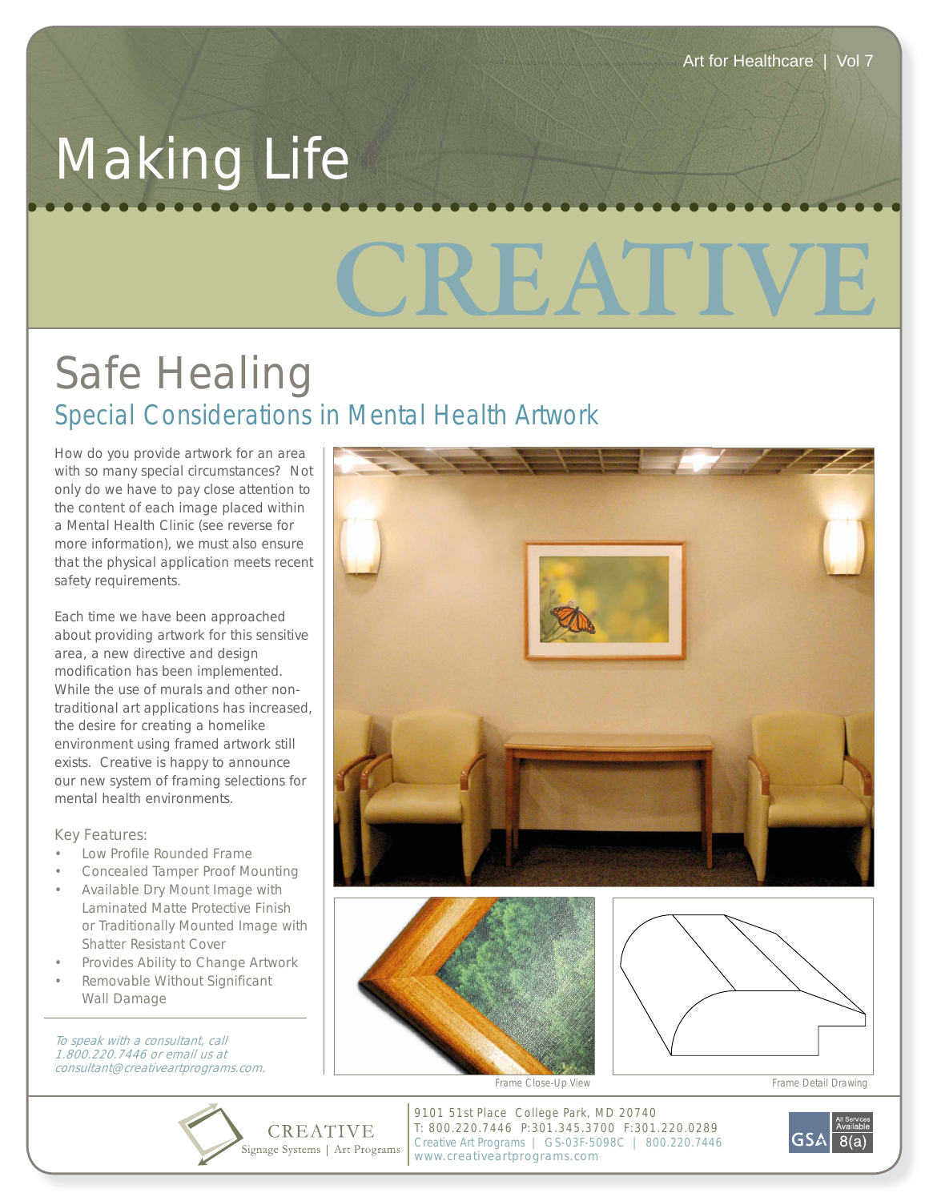Art for Healthcare | Vol 7

# Making Life CREATIVE

## Safe Healing

### Special Considerations in Mental Health Artwork

How do you provide artwork for an area with so many special circumstances? Not only do we have to pay close attention to the content of each image placed within a Mental Health Clinic (see reverse for more information), we must also ensure that the physical application meets recent safety requirements.

Each time we have been approached about providing artwork for this sensitive area, a new directive and design modification has been implemented. While the use of murals and other non-traditional art applications has increased, the desire for creating a homelike environment using framed artwork still exists. Creative is happy to announce our new system of framing selections for mental health environments.

Key Features:

- Low Profile Rounded Frame
- Concealed Tamper Proof Mounting
- Available Dry Mount Image with Laminated Matte Protective Finish or Traditionally Mounted Image with Shatter Resistant Cover
- Provides Ability to Change Artwork
- Removable Without Significant Wall Damage

*To speak with a consultant, call 1.800.220.7446 or email us at consultant@creativeartprograms.com.*

Frame Close-Up View

Frame Detail Drawing

CREATIVE
Signage Systems | Art Programs

9101 51st Place College Park, MD 20740
T: 800.220.7446 P:301.345.3700 F:301.220.0289
Creative Art Programs | GS-03F-5098C | 800.220.7446
www.creativeartprograms.com

GSA All Services Available 8(a)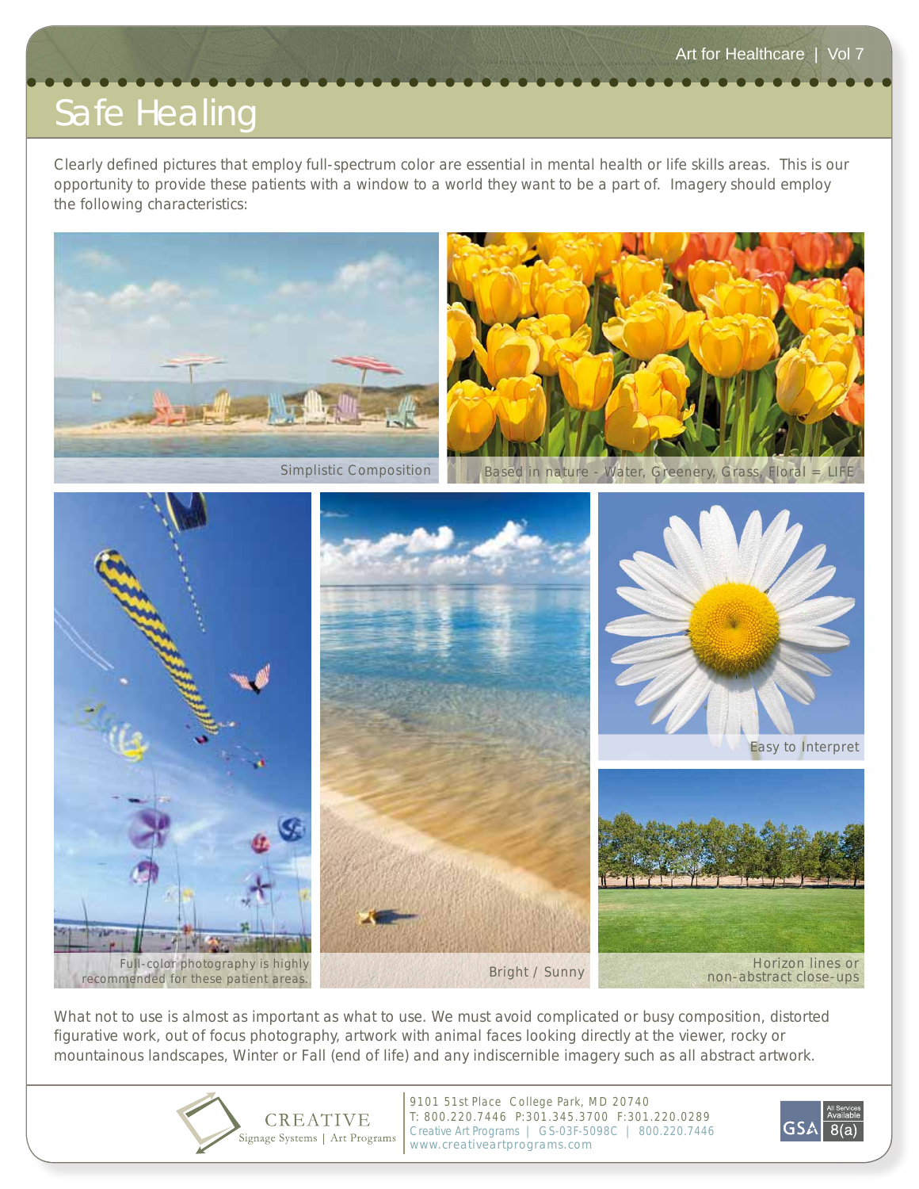# Safe Healing

Clearly defined pictures that employ full-spectrum color are essential in mental health or life skills areas. This is our opportunity to provide these patients with a window to a world they want to be a part of. Imagery should employ the following characteristics:

Simplistic Composition

Based in nature - Water, Greenery, Grass, Floral = LIFE

Full-color photography is highly recommended for these patient areas.

Bright / Sunny

Easy to Interpret

Horizon lines or non-abstract close-ups

What not to use is almost as important as what to use. We must avoid complicated or busy composition, distorted figurative work, out of focus photography, artwork with animal faces looking directly at the viewer, rocky or mountainous landscapes, Winter or Fall (end of life) and any indiscernible imagery such as all abstract artwork.

CREATIVE
Signage Systems | Art Programs

9101 51st Place College Park, MD 20740
T: 800.220.7446 P:301.345.3700 F:301.220.0289
Creative Art Programs | GS-03F-5098C | 800.220.7446
www.creativeartprograms.com

GSA All Services Available 8(a)